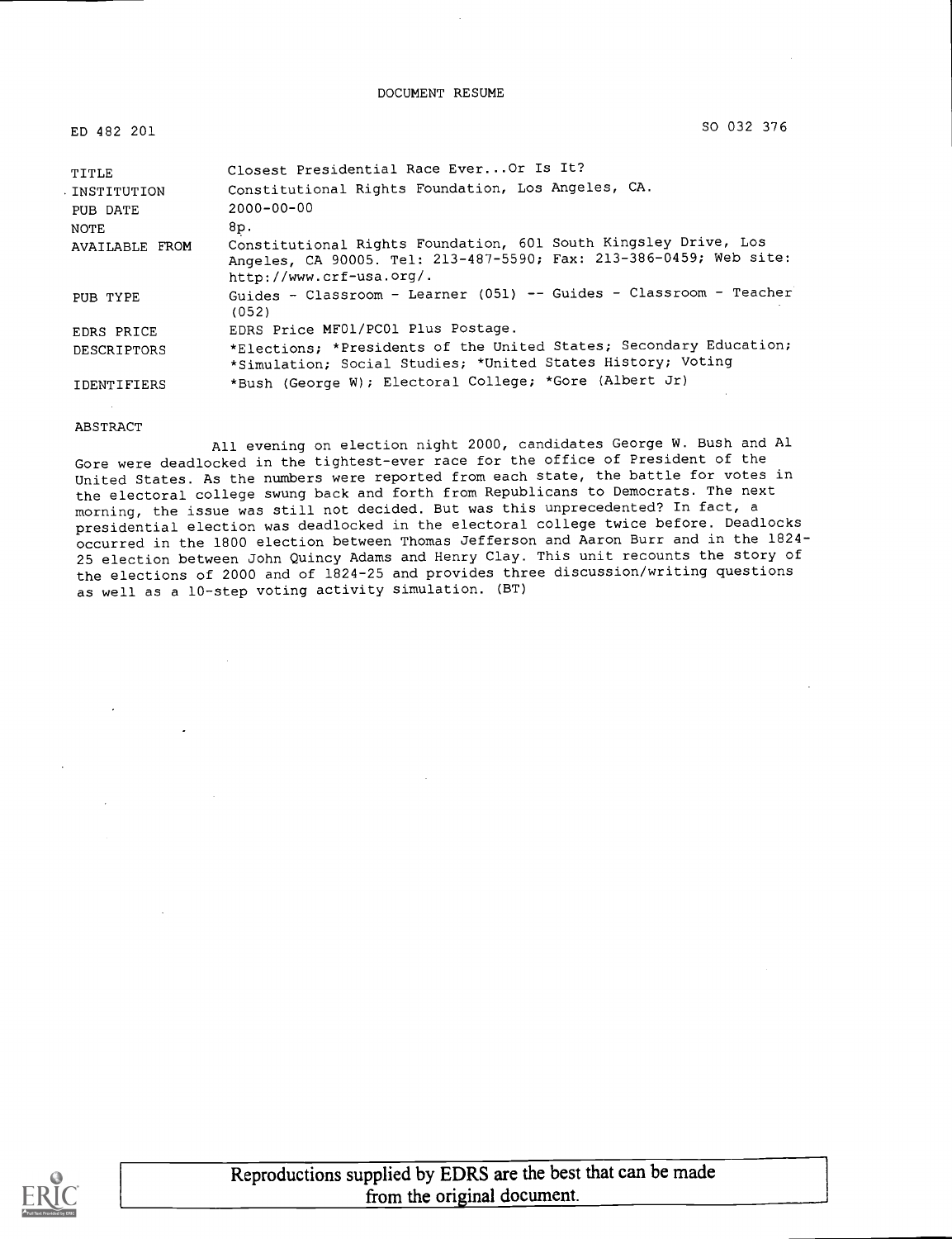DOCUMENT RESUME

| | |
|---|---|
| ED 482 201 | SO 032 376 |
| TITLE | Closest Presidential Race Ever...Or Is It? |
| INSTITUTION | Constitutional Rights Foundation, Los Angeles, CA. |
| PUB DATE | 2000-00-00 |
| NOTE | 8p. |
| AVAILABLE FROM | Constitutional Rights Foundation, 601 South Kingsley Drive, Los Angeles, CA 90005. Tel: 213-487-5590; Fax: 213-386-0459; Web site: http://www.crf-usa.org/. |
| PUB TYPE | Guides - Classroom - Learner (051) -- Guides - Classroom - Teacher (052) |
| EDRS PRICE | EDRS Price MF01/PC01 Plus Postage. |
| DESCRIPTORS | *Elections; *Presidents of the United States; Secondary Education; *Simulation; Social Studies; *United States History; Voting |
| IDENTIFIERS | *Bush (George W); Electoral College; *Gore (Albert Jr) |

ABSTRACT

All evening on election night 2000, candidates George W. Bush and Al Gore were deadlocked in the tightest-ever race for the office of President of the United States. As the numbers were reported from each state, the battle for votes in the electoral college swung back and forth from Republicans to Democrats. The next morning, the issue was still not decided. But was this unprecedented? In fact, a presidential election was deadlocked in the electoral college twice before. Deadlocks occurred in the 1800 election between Thomas Jefferson and Aaron Burr and in the 1824-25 election between John Quincy Adams and Henry Clay. This unit recounts the story of the elections of 2000 and of 1824-25 and provides three discussion/writing questions as well as a 10-step voting activity simulation. (BT)

Reproductions supplied by EDRS are the best that can be made from the original document.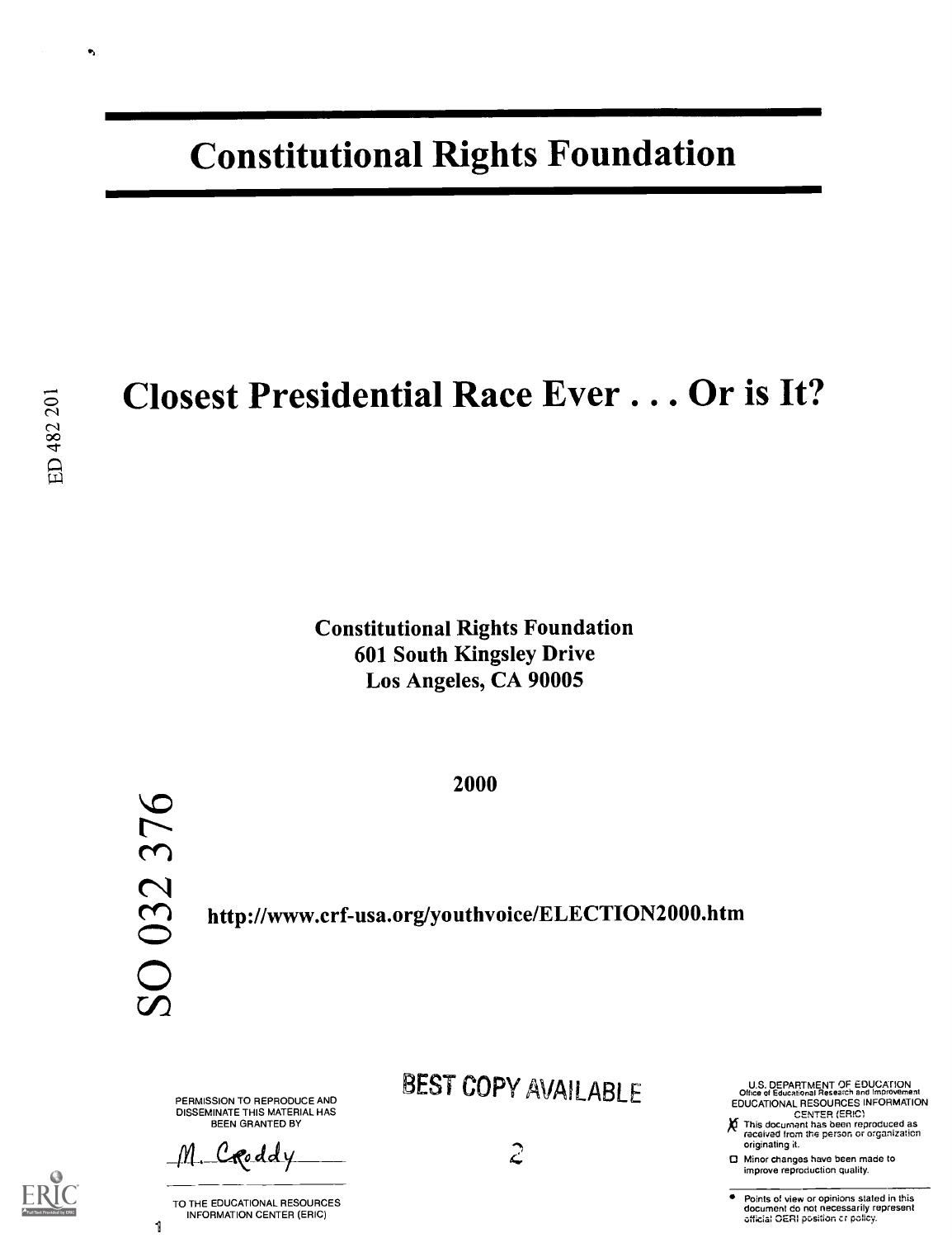# Constitutional Rights Foundation

ED 482 201

# Closest Presidential Race Ever . . . Or is It?

**Constitutional Rights Foundation**
**601 South Kingsley Drive**
**Los Angeles, CA 90005**

**2000**

SO 032 376

**http://www.crf-usa.org/youthvoice/ELECTION2000.htm**

PERMISSION TO REPRODUCE AND DISSEMINATE THIS MATERIAL HAS BEEN GRANTED BY

M. Croddy

TO THE EDUCATIONAL RESOURCES INFORMATION CENTER (ERIC)

BEST COPY AVAILABLE

U.S. DEPARTMENT OF EDUCATION
Office of Educational Research and Improvement
EDUCATIONAL RESOURCES INFORMATION CENTER (ERIC)

- [x] This document has been reproduced as received from the person or organization originating it.
- [ ] Minor changes have been made to improve reproduction quality.

- Points of view or opinions stated in this document do not necessarily represent official OERI position or policy.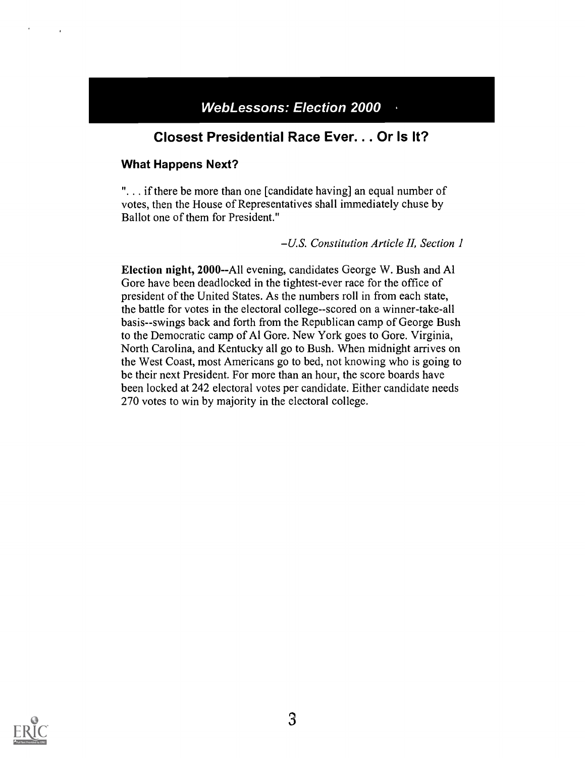## WebLessons: Election 2000

# Closest Presidential Race Ever. . . Or Is It?

### What Happens Next?

". . . if there be more than one [candidate having] an equal number of votes, then the House of Representatives shall immediately chuse by Ballot one of them for President."

*–U.S. Constitution Article II, Section 1*

**Election night, 2000**--All evening, candidates George W. Bush and Al Gore have been deadlocked in the tightest-ever race for the office of president of the United States. As the numbers roll in from each state, the battle for votes in the electoral college--scored on a winner-take-all basis--swings back and forth from the Republican camp of George Bush to the Democratic camp of Al Gore. New York goes to Gore. Virginia, North Carolina, and Kentucky all go to Bush. When midnight arrives on the West Coast, most Americans go to bed, not knowing who is going to be their next President. For more than an hour, the score boards have been locked at 242 electoral votes per candidate. Either candidate needs 270 votes to win by majority in the electoral college.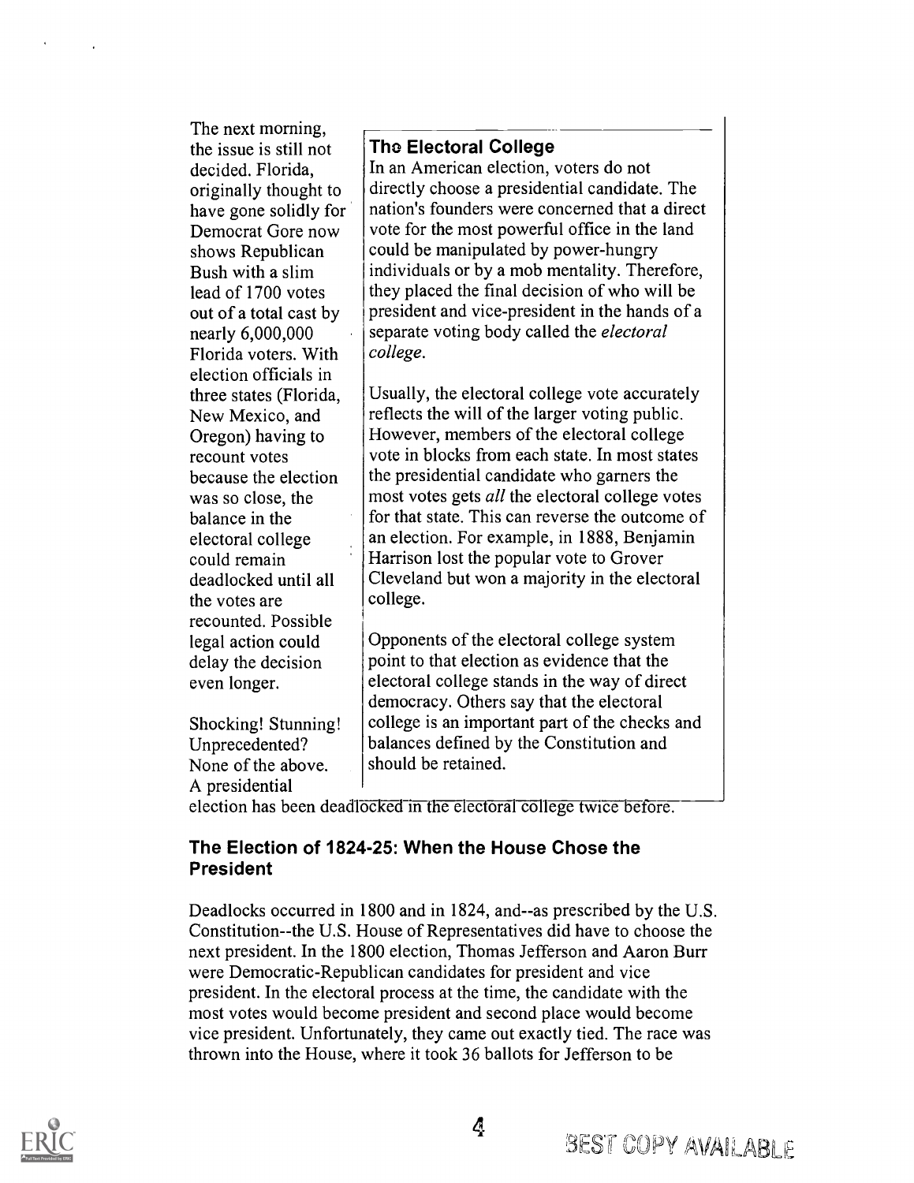The next morning, the issue is still not decided. Florida, originally thought to have gone solidly for Democrat Gore now shows Republican Bush with a slim lead of 1700 votes out of a total cast by nearly 6,000,000 Florida voters. With election officials in three states (Florida, New Mexico, and Oregon) having to recount votes because the election was so close, the balance in the electoral college could remain deadlocked until all the votes are recounted. Possible legal action could delay the decision even longer.

Shocking! Stunning! Unprecedented? None of the above. A presidential election has been deadlocked in the electoral college twice before.

> **The Electoral College**
>
> In an American election, voters do not directly choose a presidential candidate. The nation's founders were concerned that a direct vote for the most powerful office in the land could be manipulated by power-hungry individuals or by a mob mentality. Therefore, they placed the final decision of who will be president and vice-president in the hands of a separate voting body called the *electoral college.*
>
> Usually, the electoral college vote accurately reflects the will of the larger voting public. However, members of the electoral college vote in blocks from each state. In most states the presidential candidate who garners the most votes gets *all* the electoral college votes for that state. This can reverse the outcome of an election. For example, in 1888, Benjamin Harrison lost the popular vote to Grover Cleveland but won a majority in the electoral college.
>
> Opponents of the electoral college system point to that election as evidence that the electoral college stands in the way of direct democracy. Others say that the electoral college is an important part of the checks and balances defined by the Constitution and should be retained.

### The Election of 1824-25: When the House Chose the President

Deadlocks occurred in 1800 and in 1824, and--as prescribed by the U.S. Constitution--the U.S. House of Representatives did have to choose the next president. In the 1800 election, Thomas Jefferson and Aaron Burr were Democratic-Republican candidates for president and vice president. In the electoral process at the time, the candidate with the most votes would become president and second place would become vice president. Unfortunately, they came out exactly tied. The race was thrown into the House, where it took 36 ballots for Jefferson to be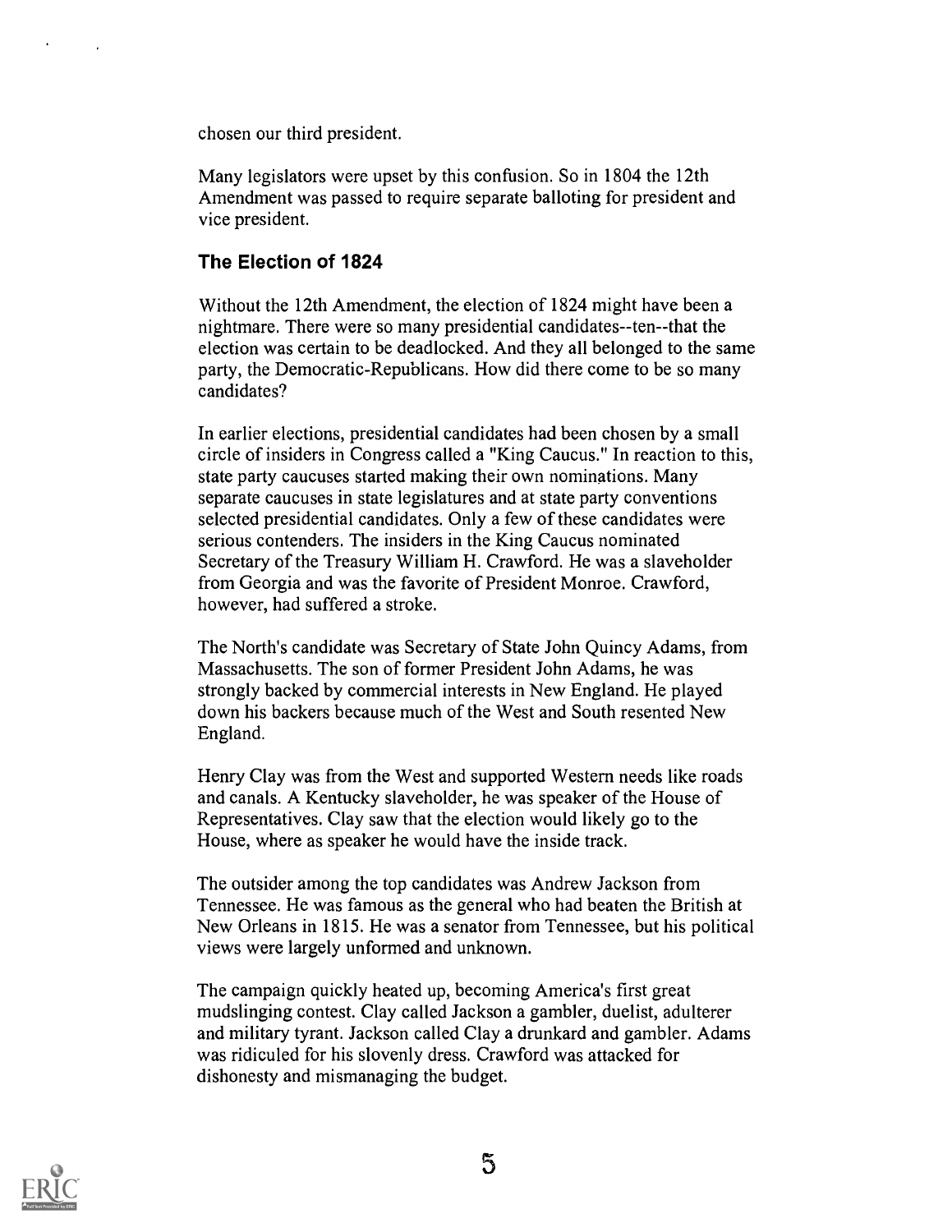chosen our third president.

Many legislators were upset by this confusion. So in 1804 the 12th Amendment was passed to require separate balloting for president and vice president.

### The Election of 1824

Without the 12th Amendment, the election of 1824 might have been a nightmare. There were so many presidential candidates--ten--that the election was certain to be deadlocked. And they all belonged to the same party, the Democratic-Republicans. How did there come to be so many candidates?

In earlier elections, presidential candidates had been chosen by a small circle of insiders in Congress called a "King Caucus." In reaction to this, state party caucuses started making their own nominations. Many separate caucuses in state legislatures and at state party conventions selected presidential candidates. Only a few of these candidates were serious contenders. The insiders in the King Caucus nominated Secretary of the Treasury William H. Crawford. He was a slaveholder from Georgia and was the favorite of President Monroe. Crawford, however, had suffered a stroke.

The North's candidate was Secretary of State John Quincy Adams, from Massachusetts. The son of former President John Adams, he was strongly backed by commercial interests in New England. He played down his backers because much of the West and South resented New England.

Henry Clay was from the West and supported Western needs like roads and canals. A Kentucky slaveholder, he was speaker of the House of Representatives. Clay saw that the election would likely go to the House, where as speaker he would have the inside track.

The outsider among the top candidates was Andrew Jackson from Tennessee. He was famous as the general who had beaten the British at New Orleans in 1815. He was a senator from Tennessee, but his political views were largely unformed and unknown.

The campaign quickly heated up, becoming America's first great mudslinging contest. Clay called Jackson a gambler, duelist, adulterer and military tyrant. Jackson called Clay a drunkard and gambler. Adams was ridiculed for his slovenly dress. Crawford was attacked for dishonesty and mismanaging the budget.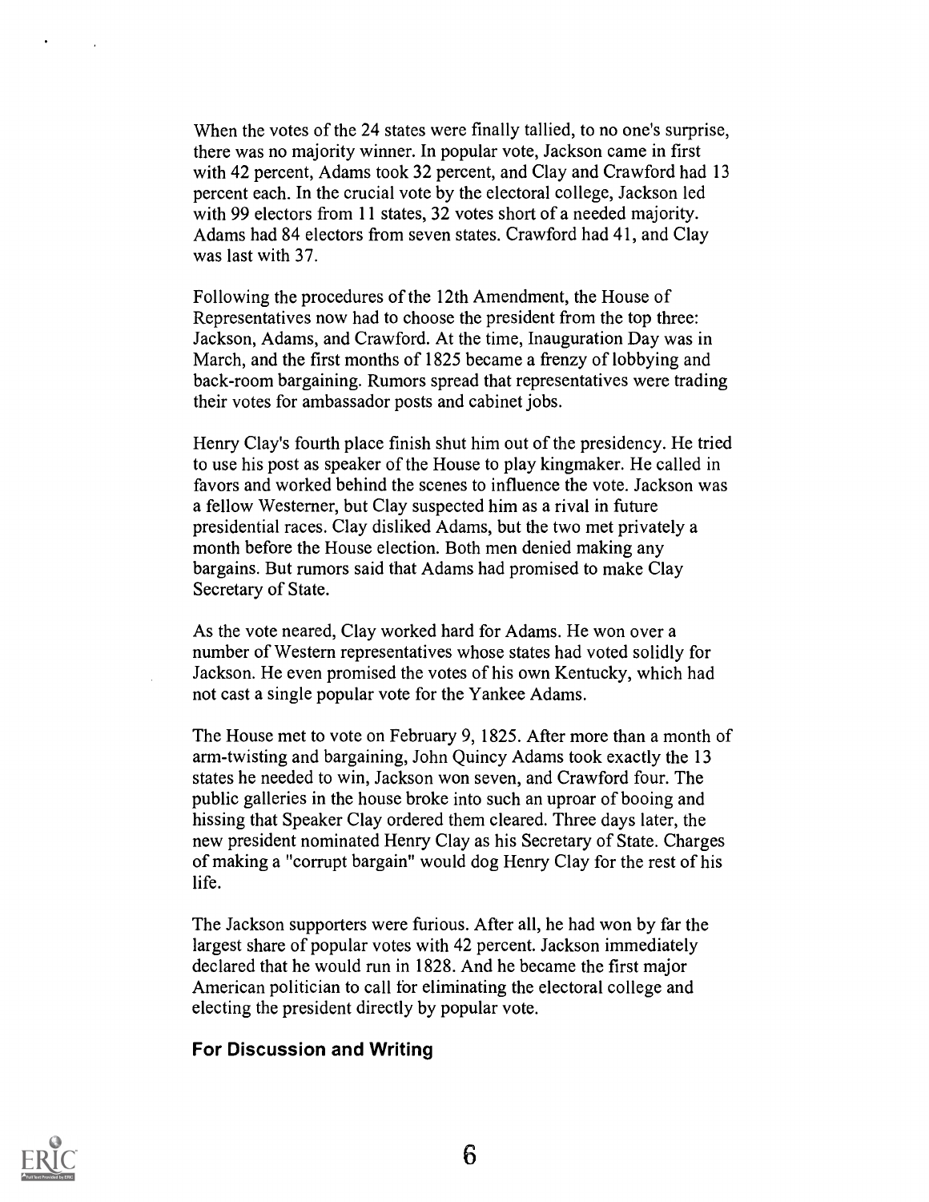When the votes of the 24 states were finally tallied, to no one's surprise, there was no majority winner. In popular vote, Jackson came in first with 42 percent, Adams took 32 percent, and Clay and Crawford had 13 percent each. In the crucial vote by the electoral college, Jackson led with 99 electors from 11 states, 32 votes short of a needed majority. Adams had 84 electors from seven states. Crawford had 41, and Clay was last with 37.

Following the procedures of the 12th Amendment, the House of Representatives now had to choose the president from the top three: Jackson, Adams, and Crawford. At the time, Inauguration Day was in March, and the first months of 1825 became a frenzy of lobbying and back-room bargaining. Rumors spread that representatives were trading their votes for ambassador posts and cabinet jobs.

Henry Clay's fourth place finish shut him out of the presidency. He tried to use his post as speaker of the House to play kingmaker. He called in favors and worked behind the scenes to influence the vote. Jackson was a fellow Westerner, but Clay suspected him as a rival in future presidential races. Clay disliked Adams, but the two met privately a month before the House election. Both men denied making any bargains. But rumors said that Adams had promised to make Clay Secretary of State.

As the vote neared, Clay worked hard for Adams. He won over a number of Western representatives whose states had voted solidly for Jackson. He even promised the votes of his own Kentucky, which had not cast a single popular vote for the Yankee Adams.

The House met to vote on February 9, 1825. After more than a month of arm-twisting and bargaining, John Quincy Adams took exactly the 13 states he needed to win, Jackson won seven, and Crawford four. The public galleries in the house broke into such an uproar of booing and hissing that Speaker Clay ordered them cleared. Three days later, the new president nominated Henry Clay as his Secretary of State. Charges of making a "corrupt bargain" would dog Henry Clay for the rest of his life.

The Jackson supporters were furious. After all, he had won by far the largest share of popular votes with 42 percent. Jackson immediately declared that he would run in 1828. And he became the first major American politician to call for eliminating the electoral college and electing the president directly by popular vote.

### For Discussion and Writing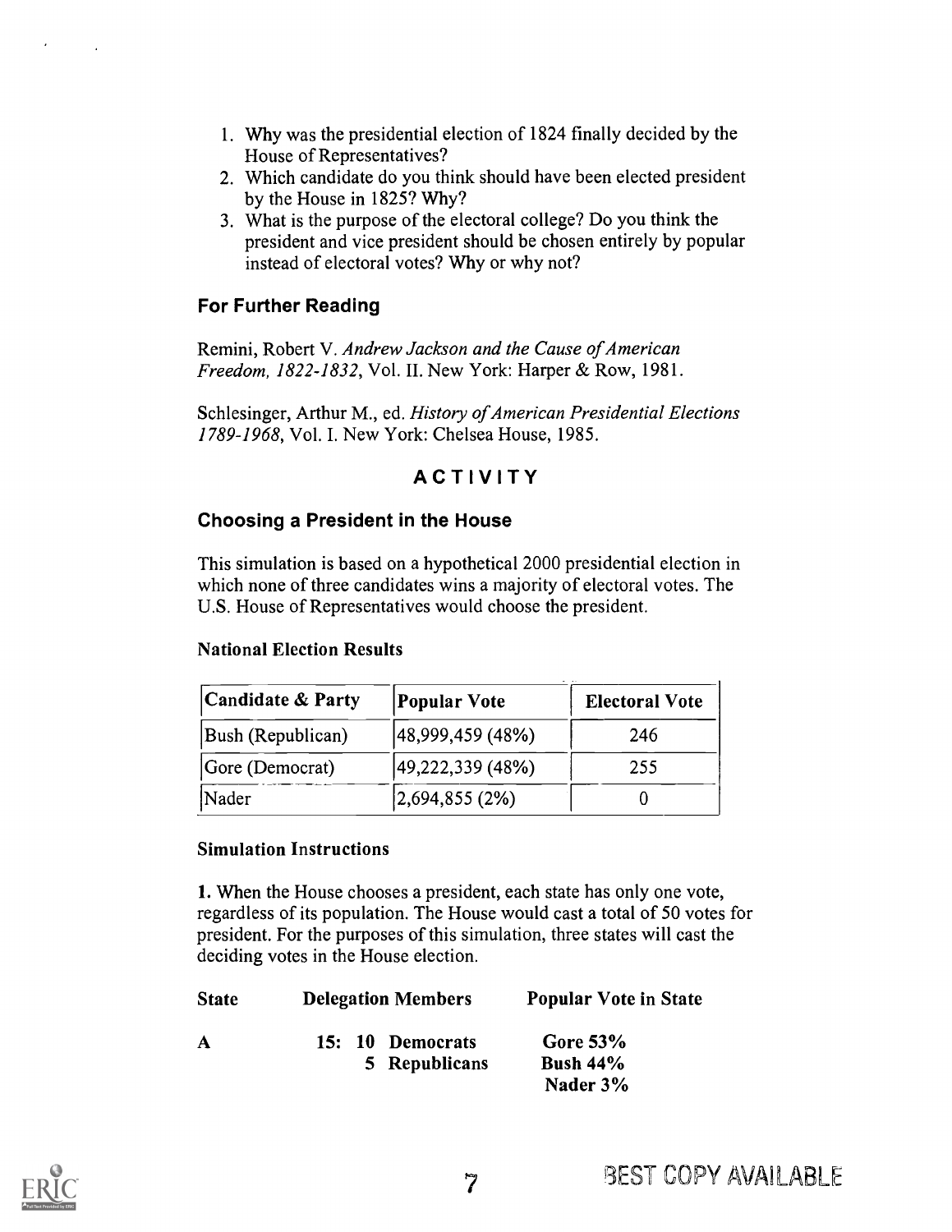1. Why was the presidential election of 1824 finally decided by the House of Representatives?
2. Which candidate do you think should have been elected president by the House in 1825? Why?
3. What is the purpose of the electoral college? Do you think the president and vice president should be chosen entirely by popular instead of electoral votes? Why or why not?

### For Further Reading

Remini, Robert V. *Andrew Jackson and the Cause of American Freedom, 1822-1832*, Vol. II. New York: Harper & Row, 1981.

Schlesinger, Arthur M., ed. *History of American Presidential Elections 1789-1968*, Vol. I. New York: Chelsea House, 1985.

## ACTIVITY

### Choosing a President in the House

This simulation is based on a hypothetical 2000 presidential election in which none of three candidates wins a majority of electoral votes. The U.S. House of Representatives would choose the president.

**National Election Results**

| Candidate & Party | Popular Vote | Electoral Vote |
|---|---|---|
| Bush (Republican) | 48,999,459 (48%) | 246 |
| Gore (Democrat) | 49,222,339 (48%) | 255 |
| Nader | 2,694,855 (2%) | 0 |

**Simulation Instructions**

**1.** When the House chooses a president, each state has only one vote, regardless of its population. The House would cast a total of 50 votes for president. For the purposes of this simulation, three states will cast the deciding votes in the House election.

| State | Delegation Members | Popular Vote in State |
|---|---|---|
| **A** | **15: 10 Democrats** | **Gore 53%** |
| | **5 Republicans** | **Bush 44%** |
| | | **Nader 3%** |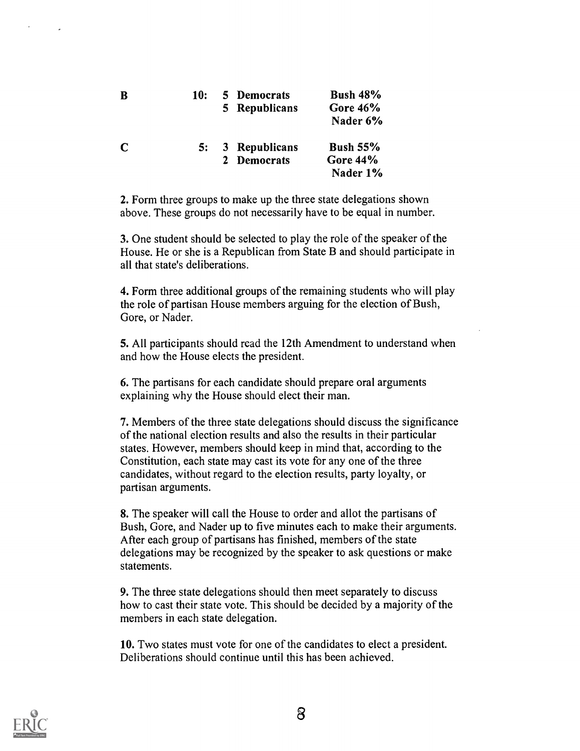| | | | |
|---|---|---|---|
| **B** | **10:** | **5 Democrats**<br>**5 Republicans** | **Bush 48%**<br>**Gore 46%**<br>**Nader 6%** |
| **C** | **5:** | **3 Republicans**<br>**2 Democrats** | **Bush 55%**<br>**Gore 44%**<br>**Nader 1%** |

**2.** Form three groups to make up the three state delegations shown above. These groups do not necessarily have to be equal in number.

**3.** One student should be selected to play the role of the speaker of the House. He or she is a Republican from State B and should participate in all that state's deliberations.

**4.** Form three additional groups of the remaining students who will play the role of partisan House members arguing for the election of Bush, Gore, or Nader.

**5.** All participants should read the 12th Amendment to understand when and how the House elects the president.

**6.** The partisans for each candidate should prepare oral arguments explaining why the House should elect their man.

**7.** Members of the three state delegations should discuss the significance of the national election results and also the results in their particular states. However, members should keep in mind that, according to the Constitution, each state may cast its vote for any one of the three candidates, without regard to the election results, party loyalty, or partisan arguments.

**8.** The speaker will call the House to order and allot the partisans of Bush, Gore, and Nader up to five minutes each to make their arguments. After each group of partisans has finished, members of the state delegations may be recognized by the speaker to ask questions or make statements.

**9.** The three state delegations should then meet separately to discuss how to cast their state vote. This should be decided by a majority of the members in each state delegation.

**10.** Two states must vote for one of the candidates to elect a president. Deliberations should continue until this has been achieved.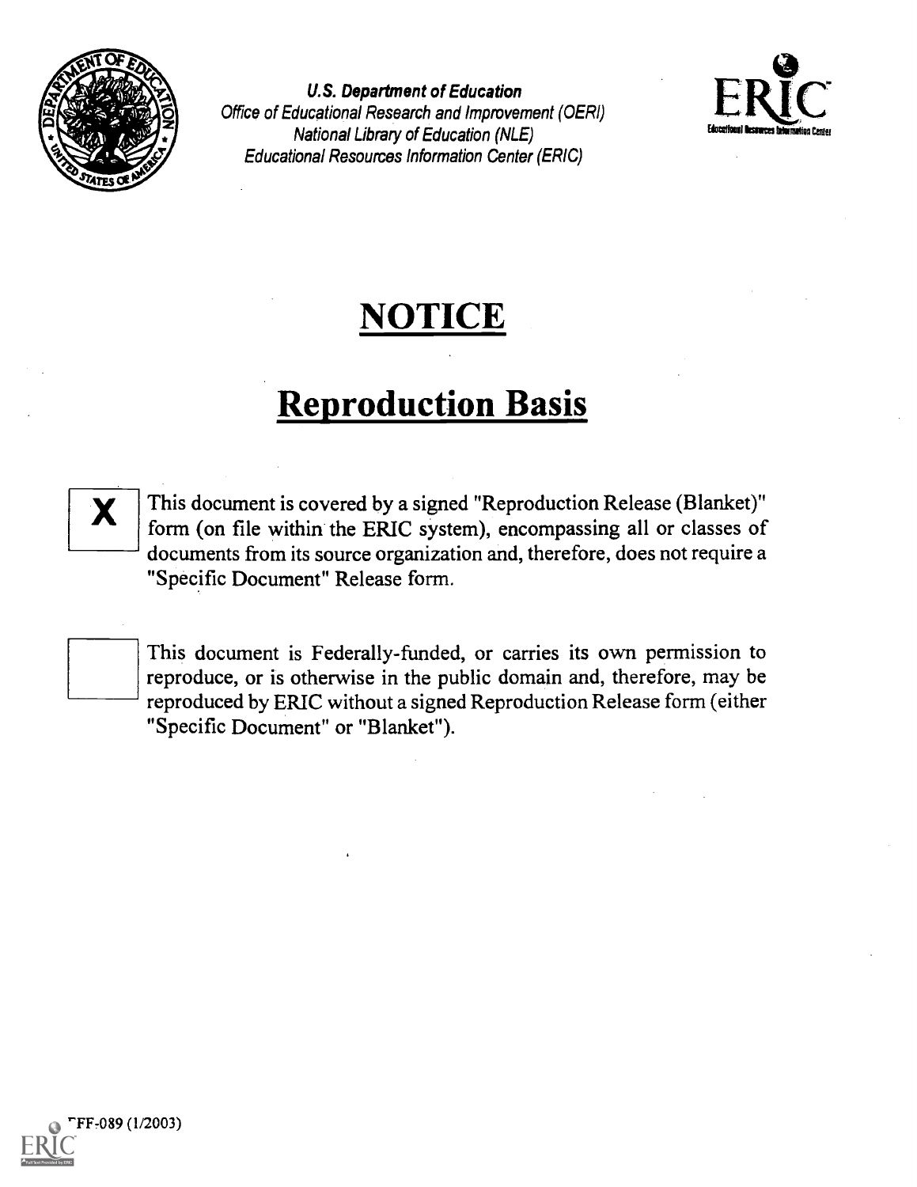**U.S. Department of Education**
*Office of Educational Research and Improvement (OERI)*
*National Library of Education (NLE)*
*Educational Resources Information Center (ERIC)*

# NOTICE

# Reproduction Basis

- [X] This document is covered by a signed "Reproduction Release (Blanket)" form (on file within the ERIC system), encompassing all or classes of documents from its source organization and, therefore, does not require a "Specific Document" Release form.

- [ ] This document is Federally-funded, or carries its own permission to reproduce, or is otherwise in the public domain and, therefore, may be reproduced by ERIC without a signed Reproduction Release form (either "Specific Document" or "Blanket").

EFF-089 (1/2003)